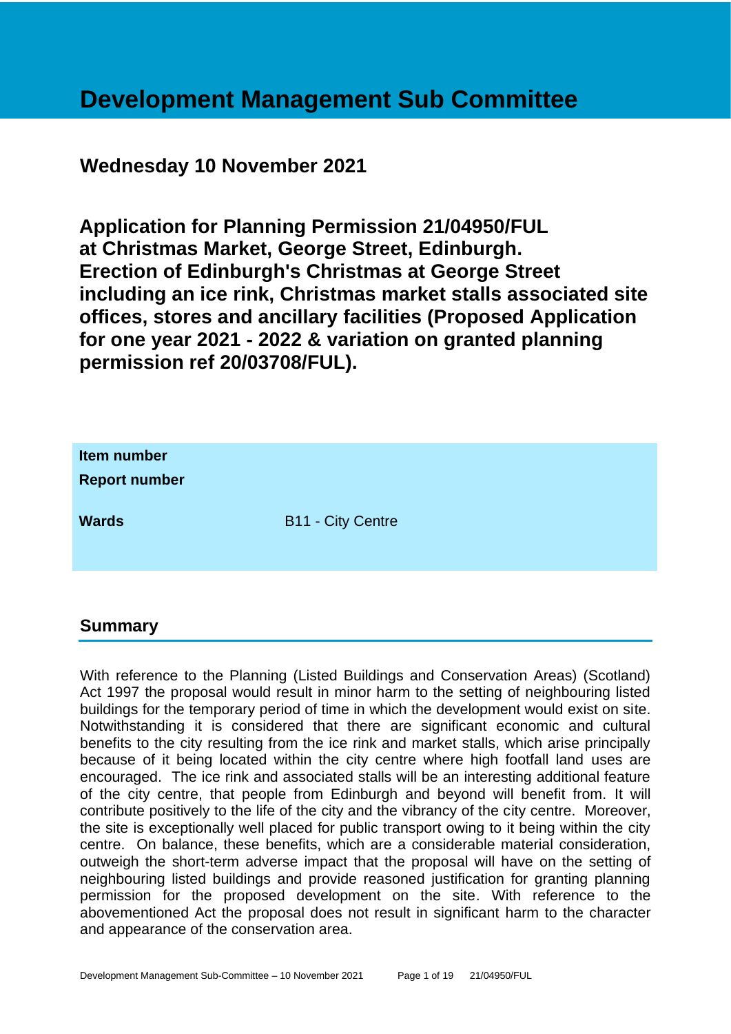# Development Management Sub Committee

## Wednesday 10 November 2021

## Application for Planning Permission 21/04950/FUL at Christmas Market, George Street, Edinburgh. Erection of Edinburgh's Christmas at George Street including an ice rink, Christmas market stalls associated site offices, stores and ancillary facilities (Proposed Application for one year 2021 - 2022 & variation on granted planning permission ref 20/03708/FUL).

| **Item number** | |
|---|---|
| **Report number** | |
| **Wards** | B11 - City Centre |

## Summary

With reference to the Planning (Listed Buildings and Conservation Areas) (Scotland) Act 1997 the proposal would result in minor harm to the setting of neighbouring listed buildings for the temporary period of time in which the development would exist on site. Notwithstanding it is considered that there are significant economic and cultural benefits to the city resulting from the ice rink and market stalls, which arise principally because of it being located within the city centre where high footfall land uses are encouraged. The ice rink and associated stalls will be an interesting additional feature of the city centre, that people from Edinburgh and beyond will benefit from. It will contribute positively to the life of the city and the vibrancy of the city centre. Moreover, the site is exceptionally well placed for public transport owing to it being within the city centre. On balance, these benefits, which are a considerable material consideration, outweigh the short-term adverse impact that the proposal will have on the setting of neighbouring listed buildings and provide reasoned justification for granting planning permission for the proposed development on the site. With reference to the abovementioned Act the proposal does not result in significant harm to the character and appearance of the conservation area.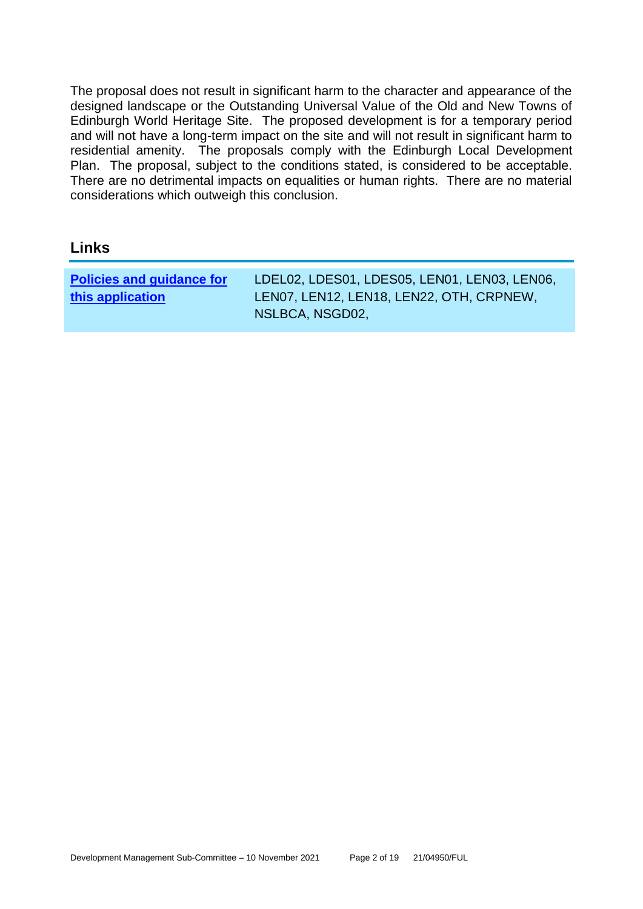The proposal does not result in significant harm to the character and appearance of the designed landscape or the Outstanding Universal Value of the Old and New Towns of Edinburgh World Heritage Site. The proposed development is for a temporary period and will not have a long-term impact on the site and will not result in significant harm to residential amenity. The proposals comply with the Edinburgh Local Development Plan. The proposal, subject to the conditions stated, is considered to be acceptable. There are no detrimental impacts on equalities or human rights. There are no material considerations which outweigh this conclusion.

## Links

| **Policies and guidance for this application** | LDEL02, LDES01, LDES05, LEN01, LEN03, LEN06, LEN07, LEN12, LEN18, LEN22, OTH, CRPNEW, NSLBCA, NSGD02, |
|---|---|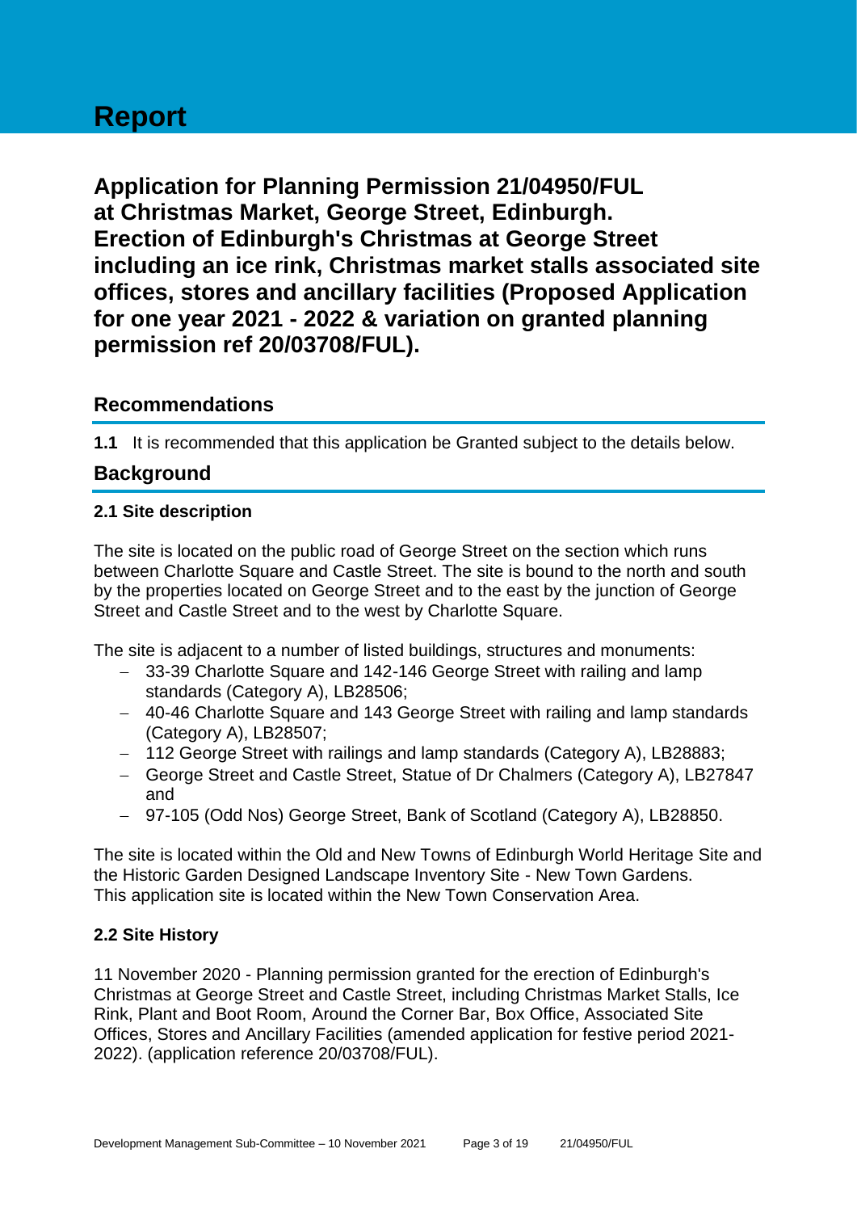# Report

## Application for Planning Permission 21/04950/FUL at Christmas Market, George Street, Edinburgh. Erection of Edinburgh's Christmas at George Street including an ice rink, Christmas market stalls associated site offices, stores and ancillary facilities (Proposed Application for one year 2021 - 2022 & variation on granted planning permission ref 20/03708/FUL).

## Recommendations

**1.1** It is recommended that this application be Granted subject to the details below.

## Background

### 2.1 Site description

The site is located on the public road of George Street on the section which runs between Charlotte Square and Castle Street. The site is bound to the north and south by the properties located on George Street and to the east by the junction of George Street and Castle Street and to the west by Charlotte Square.

The site is adjacent to a number of listed buildings, structures and monuments:

- 33-39 Charlotte Square and 142-146 George Street with railing and lamp standards (Category A), LB28506;
- 40-46 Charlotte Square and 143 George Street with railing and lamp standards (Category A), LB28507;
- 112 George Street with railings and lamp standards (Category A), LB28883;
- George Street and Castle Street, Statue of Dr Chalmers (Category A), LB27847 and
- 97-105 (Odd Nos) George Street, Bank of Scotland (Category A), LB28850.

The site is located within the Old and New Towns of Edinburgh World Heritage Site and the Historic Garden Designed Landscape Inventory Site - New Town Gardens. This application site is located within the New Town Conservation Area.

### 2.2 Site History

11 November 2020 - Planning permission granted for the erection of Edinburgh's Christmas at George Street and Castle Street, including Christmas Market Stalls, Ice Rink, Plant and Boot Room, Around the Corner Bar, Box Office, Associated Site Offices, Stores and Ancillary Facilities (amended application for festive period 2021-2022). (application reference 20/03708/FUL).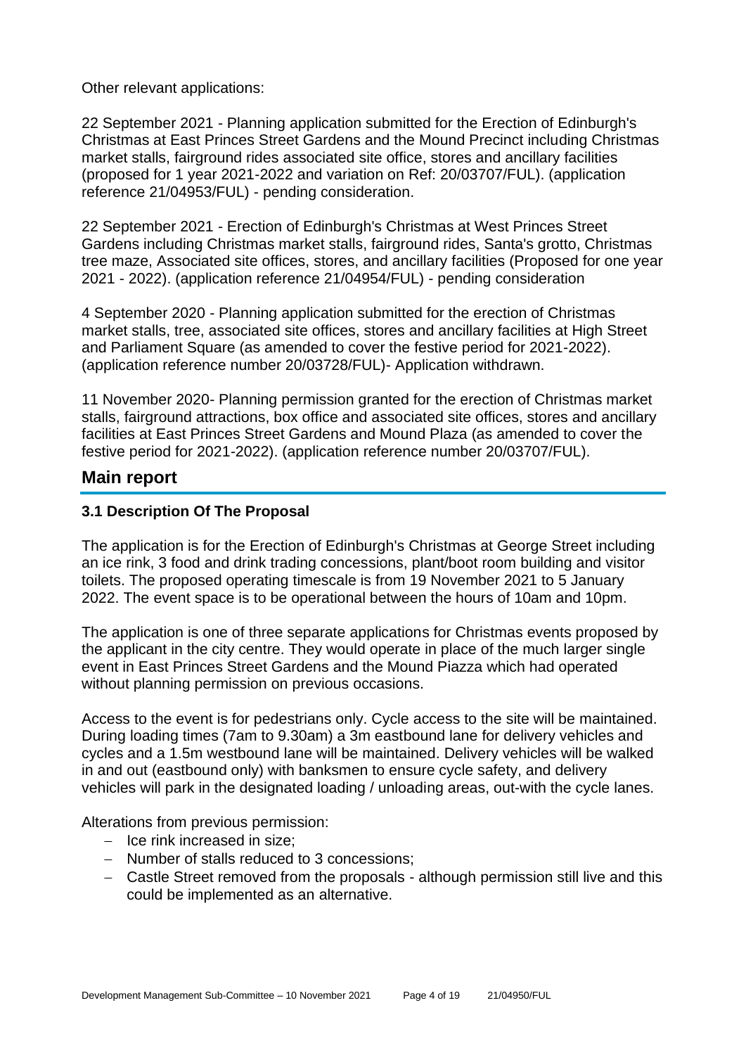Other relevant applications:

22 September 2021 - Planning application submitted for the Erection of Edinburgh's Christmas at East Princes Street Gardens and the Mound Precinct including Christmas market stalls, fairground rides associated site office, stores and ancillary facilities (proposed for 1 year 2021-2022 and variation on Ref: 20/03707/FUL). (application reference 21/04953/FUL) - pending consideration.

22 September 2021 - Erection of Edinburgh's Christmas at West Princes Street Gardens including Christmas market stalls, fairground rides, Santa's grotto, Christmas tree maze, Associated site offices, stores, and ancillary facilities (Proposed for one year 2021 - 2022). (application reference 21/04954/FUL) - pending consideration

4 September 2020 - Planning application submitted for the erection of Christmas market stalls, tree, associated site offices, stores and ancillary facilities at High Street and Parliament Square (as amended to cover the festive period for 2021-2022). (application reference number 20/03728/FUL)- Application withdrawn.

11 November 2020- Planning permission granted for the erection of Christmas market stalls, fairground attractions, box office and associated site offices, stores and ancillary facilities at East Princes Street Gardens and Mound Plaza (as amended to cover the festive period for 2021-2022). (application reference number 20/03707/FUL).

## Main report

### 3.1 Description Of The Proposal

The application is for the Erection of Edinburgh's Christmas at George Street including an ice rink, 3 food and drink trading concessions, plant/boot room building and visitor toilets. The proposed operating timescale is from 19 November 2021 to 5 January 2022. The event space is to be operational between the hours of 10am and 10pm.

The application is one of three separate applications for Christmas events proposed by the applicant in the city centre. They would operate in place of the much larger single event in East Princes Street Gardens and the Mound Piazza which had operated without planning permission on previous occasions.

Access to the event is for pedestrians only. Cycle access to the site will be maintained. During loading times (7am to 9.30am) a 3m eastbound lane for delivery vehicles and cycles and a 1.5m westbound lane will be maintained. Delivery vehicles will be walked in and out (eastbound only) with banksmen to ensure cycle safety, and delivery vehicles will park in the designated loading / unloading areas, out-with the cycle lanes.

Alterations from previous permission:

- Ice rink increased in size;
- Number of stalls reduced to 3 concessions;
- Castle Street removed from the proposals - although permission still live and this could be implemented as an alternative.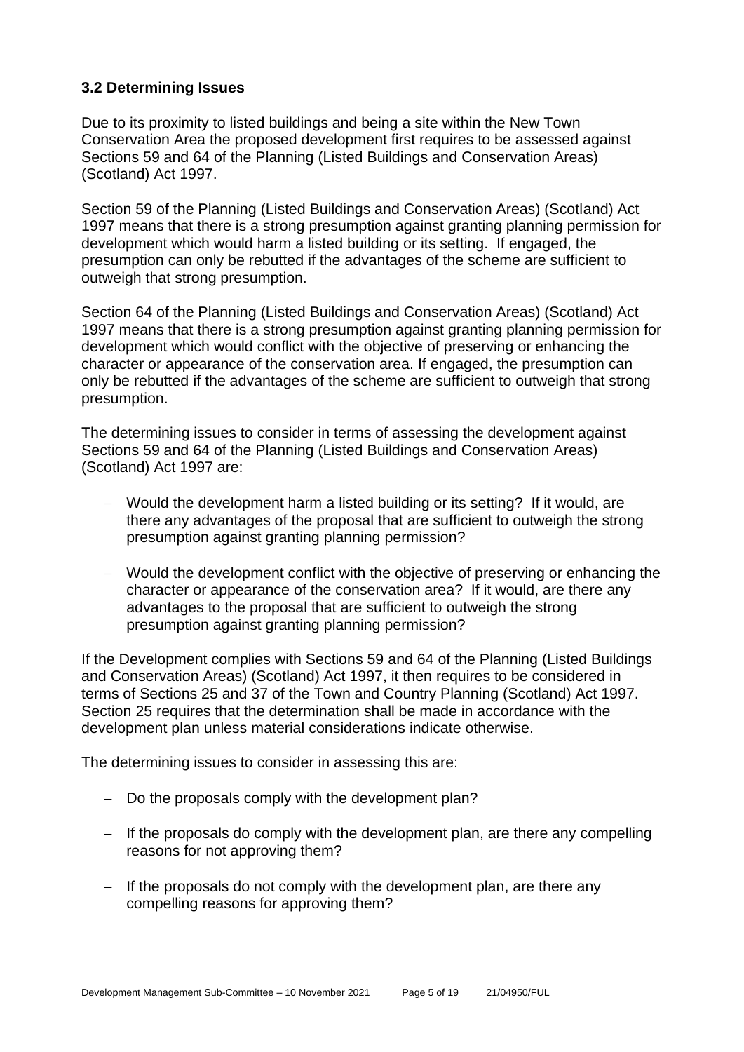### 3.2 Determining Issues

Due to its proximity to listed buildings and being a site within the New Town Conservation Area the proposed development first requires to be assessed against Sections 59 and 64 of the Planning (Listed Buildings and Conservation Areas) (Scotland) Act 1997.

Section 59 of the Planning (Listed Buildings and Conservation Areas) (Scotland) Act 1997 means that there is a strong presumption against granting planning permission for development which would harm a listed building or its setting. If engaged, the presumption can only be rebutted if the advantages of the scheme are sufficient to outweigh that strong presumption.

Section 64 of the Planning (Listed Buildings and Conservation Areas) (Scotland) Act 1997 means that there is a strong presumption against granting planning permission for development which would conflict with the objective of preserving or enhancing the character or appearance of the conservation area. If engaged, the presumption can only be rebutted if the advantages of the scheme are sufficient to outweigh that strong presumption.

The determining issues to consider in terms of assessing the development against Sections 59 and 64 of the Planning (Listed Buildings and Conservation Areas) (Scotland) Act 1997 are:

- Would the development harm a listed building or its setting? If it would, are there any advantages of the proposal that are sufficient to outweigh the strong presumption against granting planning permission?

- Would the development conflict with the objective of preserving or enhancing the character or appearance of the conservation area? If it would, are there any advantages to the proposal that are sufficient to outweigh the strong presumption against granting planning permission?

If the Development complies with Sections 59 and 64 of the Planning (Listed Buildings and Conservation Areas) (Scotland) Act 1997, it then requires to be considered in terms of Sections 25 and 37 of the Town and Country Planning (Scotland) Act 1997. Section 25 requires that the determination shall be made in accordance with the development plan unless material considerations indicate otherwise.

The determining issues to consider in assessing this are:

- Do the proposals comply with the development plan?

- If the proposals do comply with the development plan, are there any compelling reasons for not approving them?

- If the proposals do not comply with the development plan, are there any compelling reasons for approving them?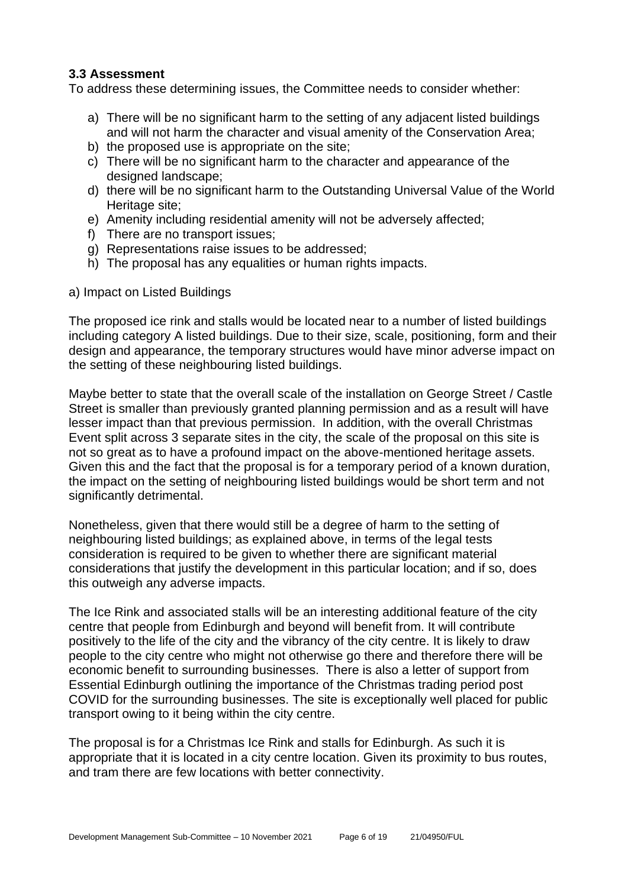### 3.3 Assessment

To address these determining issues, the Committee needs to consider whether:

a) There will be no significant harm to the setting of any adjacent listed buildings and will not harm the character and visual amenity of the Conservation Area;
b) the proposed use is appropriate on the site;
c) There will be no significant harm to the character and appearance of the designed landscape;
d) there will be no significant harm to the Outstanding Universal Value of the World Heritage site;
e) Amenity including residential amenity will not be adversely affected;
f) There are no transport issues;
g) Representations raise issues to be addressed;
h) The proposal has any equalities or human rights impacts.

a) Impact on Listed Buildings

The proposed ice rink and stalls would be located near to a number of listed buildings including category A listed buildings. Due to their size, scale, positioning, form and their design and appearance, the temporary structures would have minor adverse impact on the setting of these neighbouring listed buildings.

Maybe better to state that the overall scale of the installation on George Street / Castle Street is smaller than previously granted planning permission and as a result will have lesser impact than that previous permission. In addition, with the overall Christmas Event split across 3 separate sites in the city, the scale of the proposal on this site is not so great as to have a profound impact on the above-mentioned heritage assets. Given this and the fact that the proposal is for a temporary period of a known duration, the impact on the setting of neighbouring listed buildings would be short term and not significantly detrimental.

Nonetheless, given that there would still be a degree of harm to the setting of neighbouring listed buildings; as explained above, in terms of the legal tests consideration is required to be given to whether there are significant material considerations that justify the development in this particular location; and if so, does this outweigh any adverse impacts.

The Ice Rink and associated stalls will be an interesting additional feature of the city centre that people from Edinburgh and beyond will benefit from. It will contribute positively to the life of the city and the vibrancy of the city centre. It is likely to draw people to the city centre who might not otherwise go there and therefore there will be economic benefit to surrounding businesses. There is also a letter of support from Essential Edinburgh outlining the importance of the Christmas trading period post COVID for the surrounding businesses. The site is exceptionally well placed for public transport owing to it being within the city centre.

The proposal is for a Christmas Ice Rink and stalls for Edinburgh. As such it is appropriate that it is located in a city centre location. Given its proximity to bus routes, and tram there are few locations with better connectivity.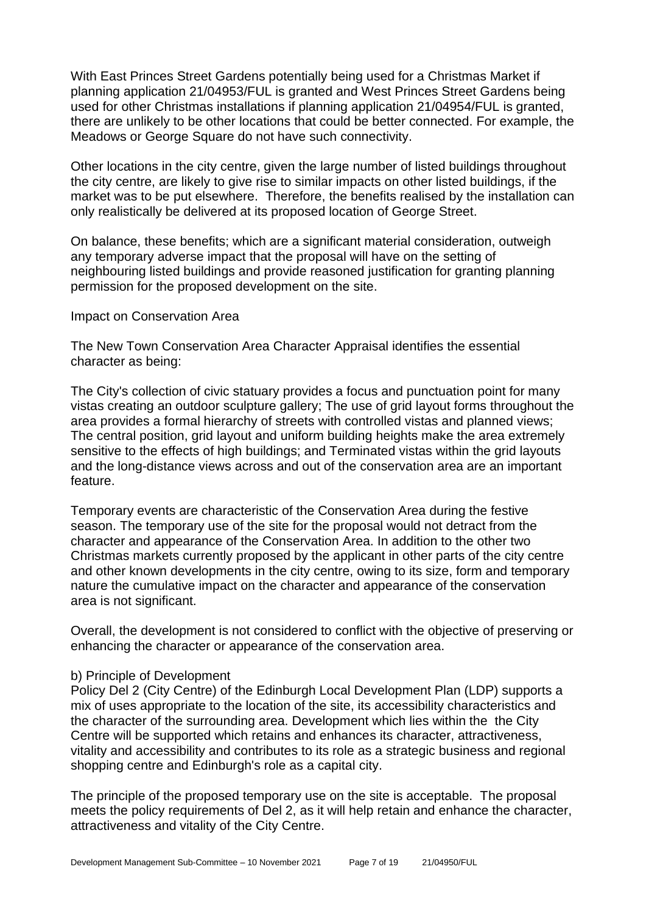With East Princes Street Gardens potentially being used for a Christmas Market if planning application 21/04953/FUL is granted and West Princes Street Gardens being used for other Christmas installations if planning application 21/04954/FUL is granted, there are unlikely to be other locations that could be better connected. For example, the Meadows or George Square do not have such connectivity.

Other locations in the city centre, given the large number of listed buildings throughout the city centre, are likely to give rise to similar impacts on other listed buildings, if the market was to be put elsewhere. Therefore, the benefits realised by the installation can only realistically be delivered at its proposed location of George Street.

On balance, these benefits; which are a significant material consideration, outweigh any temporary adverse impact that the proposal will have on the setting of neighbouring listed buildings and provide reasoned justification for granting planning permission for the proposed development on the site.

Impact on Conservation Area

The New Town Conservation Area Character Appraisal identifies the essential character as being:

The City's collection of civic statuary provides a focus and punctuation point for many vistas creating an outdoor sculpture gallery; The use of grid layout forms throughout the area provides a formal hierarchy of streets with controlled vistas and planned views; The central position, grid layout and uniform building heights make the area extremely sensitive to the effects of high buildings; and Terminated vistas within the grid layouts and the long-distance views across and out of the conservation area are an important feature.

Temporary events are characteristic of the Conservation Area during the festive season. The temporary use of the site for the proposal would not detract from the character and appearance of the Conservation Area. In addition to the other two Christmas markets currently proposed by the applicant in other parts of the city centre and other known developments in the city centre, owing to its size, form and temporary nature the cumulative impact on the character and appearance of the conservation area is not significant.

Overall, the development is not considered to conflict with the objective of preserving or enhancing the character or appearance of the conservation area.

b) Principle of Development

Policy Del 2 (City Centre) of the Edinburgh Local Development Plan (LDP) supports a mix of uses appropriate to the location of the site, its accessibility characteristics and the character of the surrounding area. Development which lies within the the City Centre will be supported which retains and enhances its character, attractiveness, vitality and accessibility and contributes to its role as a strategic business and regional shopping centre and Edinburgh's role as a capital city.

The principle of the proposed temporary use on the site is acceptable. The proposal meets the policy requirements of Del 2, as it will help retain and enhance the character, attractiveness and vitality of the City Centre.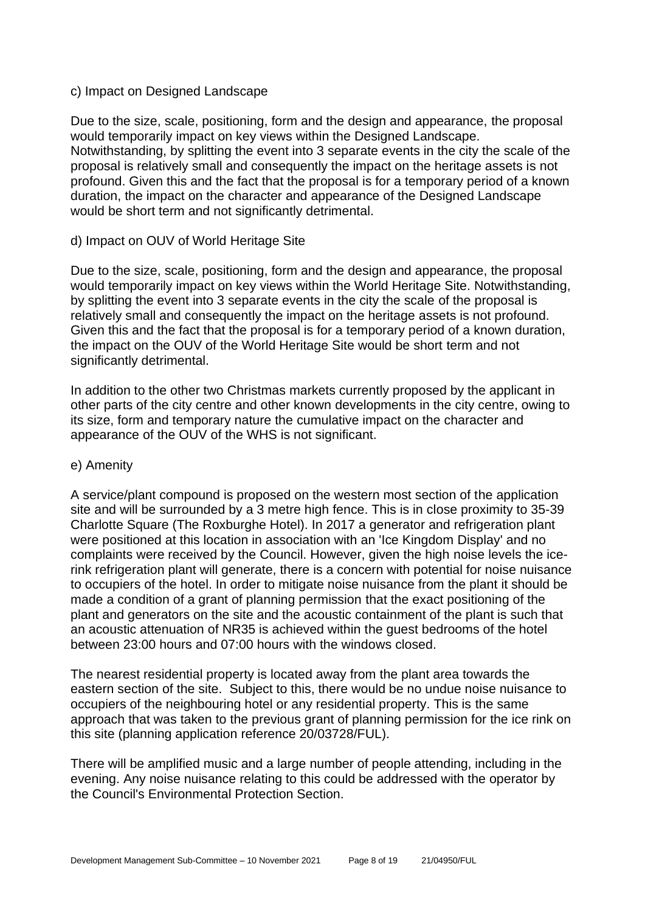c) Impact on Designed Landscape

Due to the size, scale, positioning, form and the design and appearance, the proposal would temporarily impact on key views within the Designed Landscape. Notwithstanding, by splitting the event into 3 separate events in the city the scale of the proposal is relatively small and consequently the impact on the heritage assets is not profound. Given this and the fact that the proposal is for a temporary period of a known duration, the impact on the character and appearance of the Designed Landscape would be short term and not significantly detrimental.

d) Impact on OUV of World Heritage Site

Due to the size, scale, positioning, form and the design and appearance, the proposal would temporarily impact on key views within the World Heritage Site. Notwithstanding, by splitting the event into 3 separate events in the city the scale of the proposal is relatively small and consequently the impact on the heritage assets is not profound. Given this and the fact that the proposal is for a temporary period of a known duration, the impact on the OUV of the World Heritage Site would be short term and not significantly detrimental.

In addition to the other two Christmas markets currently proposed by the applicant in other parts of the city centre and other known developments in the city centre, owing to its size, form and temporary nature the cumulative impact on the character and appearance of the OUV of the WHS is not significant.

e) Amenity

A service/plant compound is proposed on the western most section of the application site and will be surrounded by a 3 metre high fence. This is in close proximity to 35-39 Charlotte Square (The Roxburghe Hotel). In 2017 a generator and refrigeration plant were positioned at this location in association with an 'Ice Kingdom Display' and no complaints were received by the Council. However, given the high noise levels the ice-rink refrigeration plant will generate, there is a concern with potential for noise nuisance to occupiers of the hotel. In order to mitigate noise nuisance from the plant it should be made a condition of a grant of planning permission that the exact positioning of the plant and generators on the site and the acoustic containment of the plant is such that an acoustic attenuation of NR35 is achieved within the guest bedrooms of the hotel between 23:00 hours and 07:00 hours with the windows closed.

The nearest residential property is located away from the plant area towards the eastern section of the site. Subject to this, there would be no undue noise nuisance to occupiers of the neighbouring hotel or any residential property. This is the same approach that was taken to the previous grant of planning permission for the ice rink on this site (planning application reference 20/03728/FUL).

There will be amplified music and a large number of people attending, including in the evening. Any noise nuisance relating to this could be addressed with the operator by the Council's Environmental Protection Section.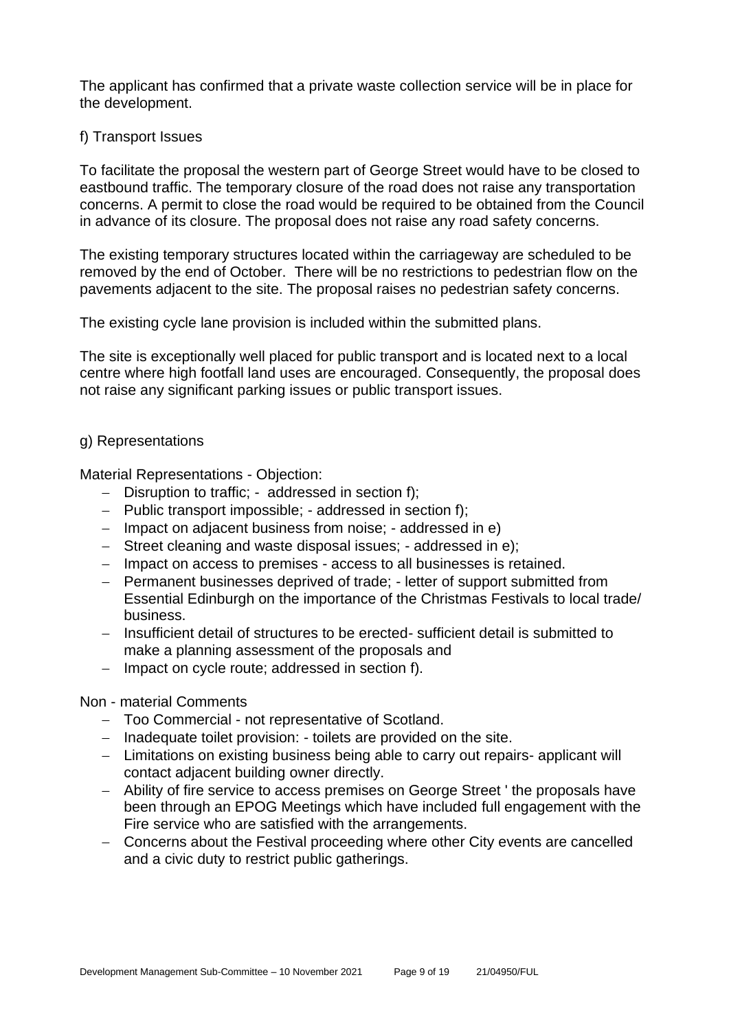The applicant has confirmed that a private waste collection service will be in place for the development.

f) Transport Issues

To facilitate the proposal the western part of George Street would have to be closed to eastbound traffic. The temporary closure of the road does not raise any transportation concerns. A permit to close the road would be required to be obtained from the Council in advance of its closure. The proposal does not raise any road safety concerns.

The existing temporary structures located within the carriageway are scheduled to be removed by the end of October. There will be no restrictions to pedestrian flow on the pavements adjacent to the site. The proposal raises no pedestrian safety concerns.

The existing cycle lane provision is included within the submitted plans.

The site is exceptionally well placed for public transport and is located next to a local centre where high footfall land uses are encouraged. Consequently, the proposal does not raise any significant parking issues or public transport issues.

g) Representations

Material Representations - Objection:

- Disruption to traffic; - addressed in section f);
- Public transport impossible; - addressed in section f);
- Impact on adjacent business from noise; - addressed in e)
- Street cleaning and waste disposal issues; - addressed in e);
- Impact on access to premises - access to all businesses is retained.
- Permanent businesses deprived of trade; - letter of support submitted from Essential Edinburgh on the importance of the Christmas Festivals to local trade/ business.
- Insufficient detail of structures to be erected- sufficient detail is submitted to make a planning assessment of the proposals and
- Impact on cycle route; addressed in section f).

Non - material Comments

- Too Commercial - not representative of Scotland.
- Inadequate toilet provision: - toilets are provided on the site.
- Limitations on existing business being able to carry out repairs- applicant will contact adjacent building owner directly.
- Ability of fire service to access premises on George Street ' the proposals have been through an EPOG Meetings which have included full engagement with the Fire service who are satisfied with the arrangements.
- Concerns about the Festival proceeding where other City events are cancelled and a civic duty to restrict public gatherings.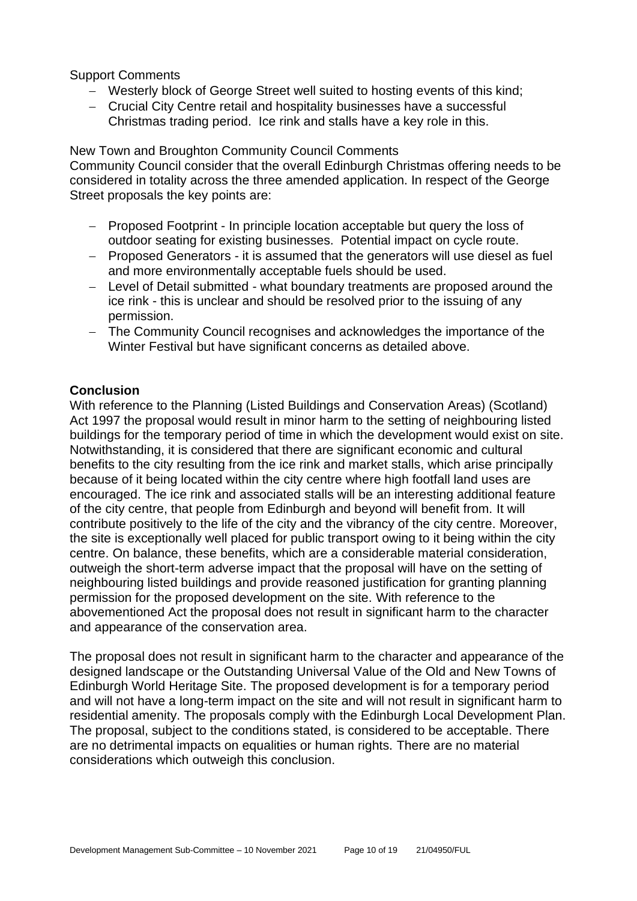Support Comments

- Westerly block of George Street well suited to hosting events of this kind;
- Crucial City Centre retail and hospitality businesses have a successful Christmas trading period. Ice rink and stalls have a key role in this.

New Town and Broughton Community Council Comments

Community Council consider that the overall Edinburgh Christmas offering needs to be considered in totality across the three amended application. In respect of the George Street proposals the key points are:

- Proposed Footprint - In principle location acceptable but query the loss of outdoor seating for existing businesses. Potential impact on cycle route.
- Proposed Generators - it is assumed that the generators will use diesel as fuel and more environmentally acceptable fuels should be used.
- Level of Detail submitted - what boundary treatments are proposed around the ice rink - this is unclear and should be resolved prior to the issuing of any permission.
- The Community Council recognises and acknowledges the importance of the Winter Festival but have significant concerns as detailed above.

**Conclusion**

With reference to the Planning (Listed Buildings and Conservation Areas) (Scotland) Act 1997 the proposal would result in minor harm to the setting of neighbouring listed buildings for the temporary period of time in which the development would exist on site. Notwithstanding, it is considered that there are significant economic and cultural benefits to the city resulting from the ice rink and market stalls, which arise principally because of it being located within the city centre where high footfall land uses are encouraged. The ice rink and associated stalls will be an interesting additional feature of the city centre, that people from Edinburgh and beyond will benefit from. It will contribute positively to the life of the city and the vibrancy of the city centre. Moreover, the site is exceptionally well placed for public transport owing to it being within the city centre. On balance, these benefits, which are a considerable material consideration, outweigh the short-term adverse impact that the proposal will have on the setting of neighbouring listed buildings and provide reasoned justification for granting planning permission for the proposed development on the site. With reference to the abovementioned Act the proposal does not result in significant harm to the character and appearance of the conservation area.

The proposal does not result in significant harm to the character and appearance of the designed landscape or the Outstanding Universal Value of the Old and New Towns of Edinburgh World Heritage Site. The proposed development is for a temporary period and will not have a long-term impact on the site and will not result in significant harm to residential amenity. The proposals comply with the Edinburgh Local Development Plan. The proposal, subject to the conditions stated, is considered to be acceptable. There are no detrimental impacts on equalities or human rights. There are no material considerations which outweigh this conclusion.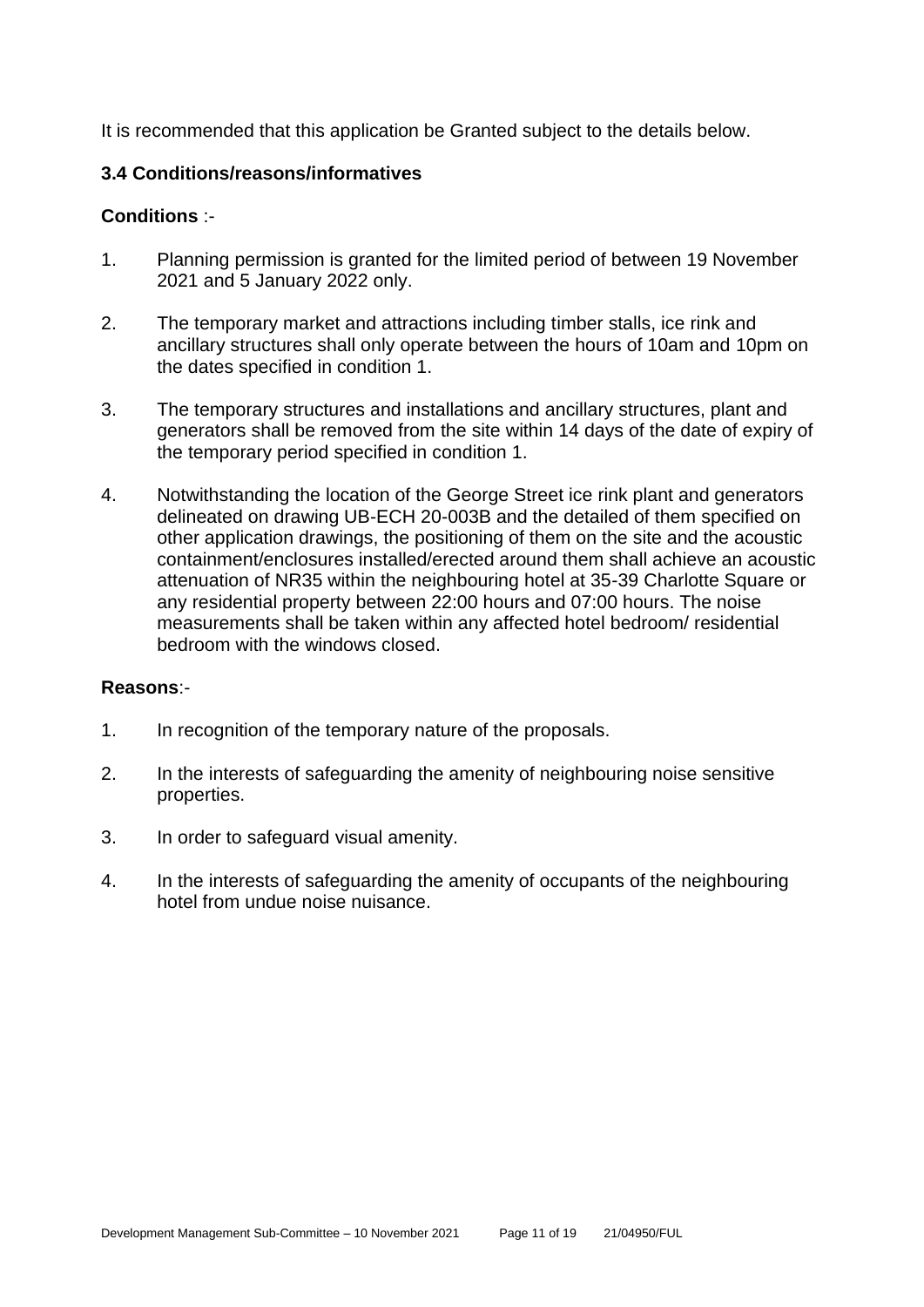It is recommended that this application be Granted subject to the details below.

### 3.4 Conditions/reasons/informatives

**Conditions** :-

1. Planning permission is granted for the limited period of between 19 November 2021 and 5 January 2022 only.

2. The temporary market and attractions including timber stalls, ice rink and ancillary structures shall only operate between the hours of 10am and 10pm on the dates specified in condition 1.

3. The temporary structures and installations and ancillary structures, plant and generators shall be removed from the site within 14 days of the date of expiry of the temporary period specified in condition 1.

4. Notwithstanding the location of the George Street ice rink plant and generators delineated on drawing UB-ECH 20-003B and the detailed of them specified on other application drawings, the positioning of them on the site and the acoustic containment/enclosures installed/erected around them shall achieve an acoustic attenuation of NR35 within the neighbouring hotel at 35-39 Charlotte Square or any residential property between 22:00 hours and 07:00 hours. The noise measurements shall be taken within any affected hotel bedroom/ residential bedroom with the windows closed.

**Reasons**:-

1. In recognition of the temporary nature of the proposals.

2. In the interests of safeguarding the amenity of neighbouring noise sensitive properties.

3. In order to safeguard visual amenity.

4. In the interests of safeguarding the amenity of occupants of the neighbouring hotel from undue noise nuisance.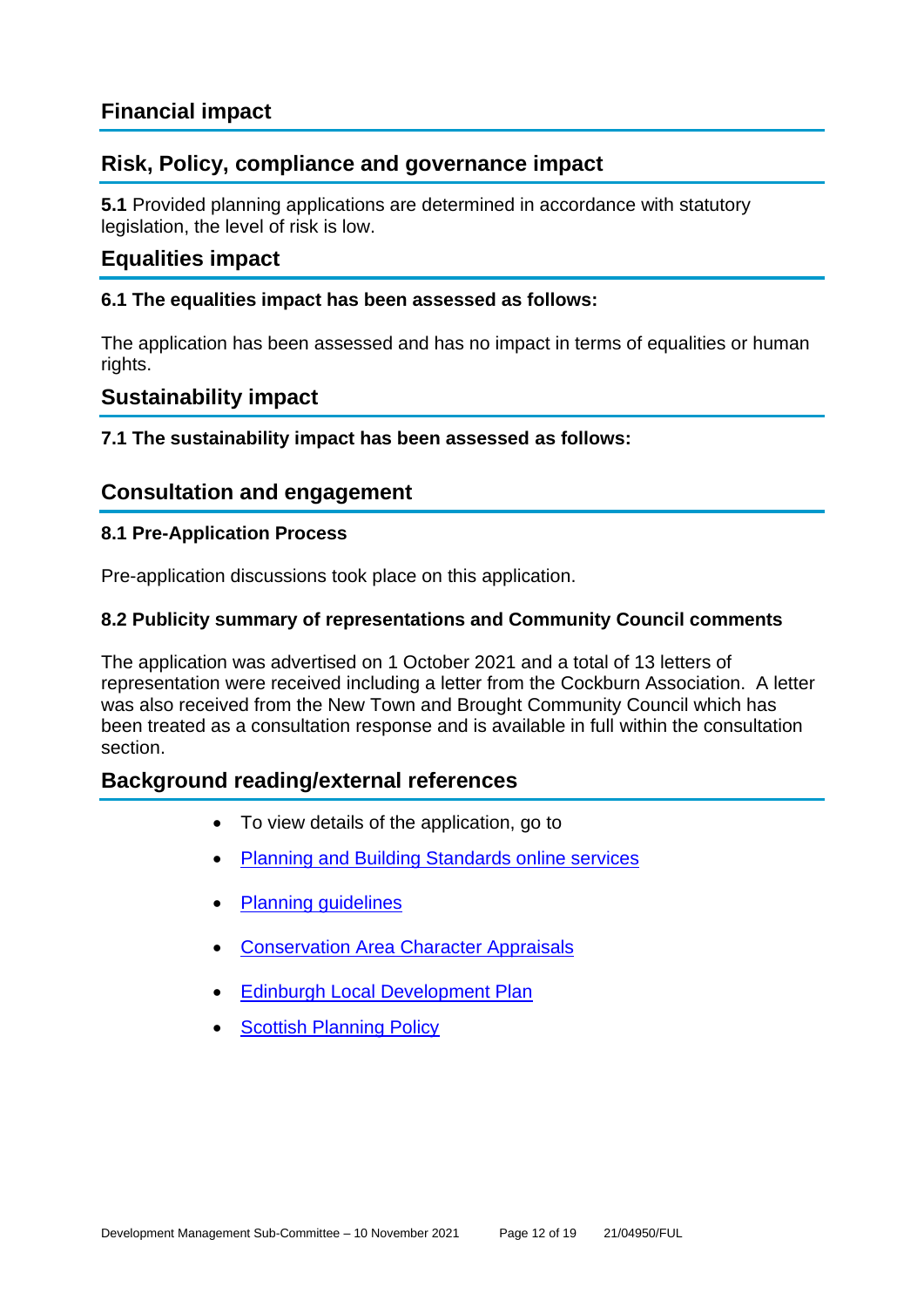## Financial impact

## Risk, Policy, compliance and governance impact

**5.1** Provided planning applications are determined in accordance with statutory legislation, the level of risk is low.

## Equalities impact

**6.1 The equalities impact has been assessed as follows:**

The application has been assessed and has no impact in terms of equalities or human rights.

## Sustainability impact

**7.1 The sustainability impact has been assessed as follows:**

## Consultation and engagement

**8.1 Pre-Application Process**

Pre-application discussions took place on this application.

**8.2 Publicity summary of representations and Community Council comments**

The application was advertised on 1 October 2021 and a total of 13 letters of representation were received including a letter from the Cockburn Association. A letter was also received from the New Town and Brought Community Council which has been treated as a consultation response and is available in full within the consultation section.

## Background reading/external references

- To view details of the application, go to
- Planning and Building Standards online services
- Planning guidelines
- Conservation Area Character Appraisals
- Edinburgh Local Development Plan
- Scottish Planning Policy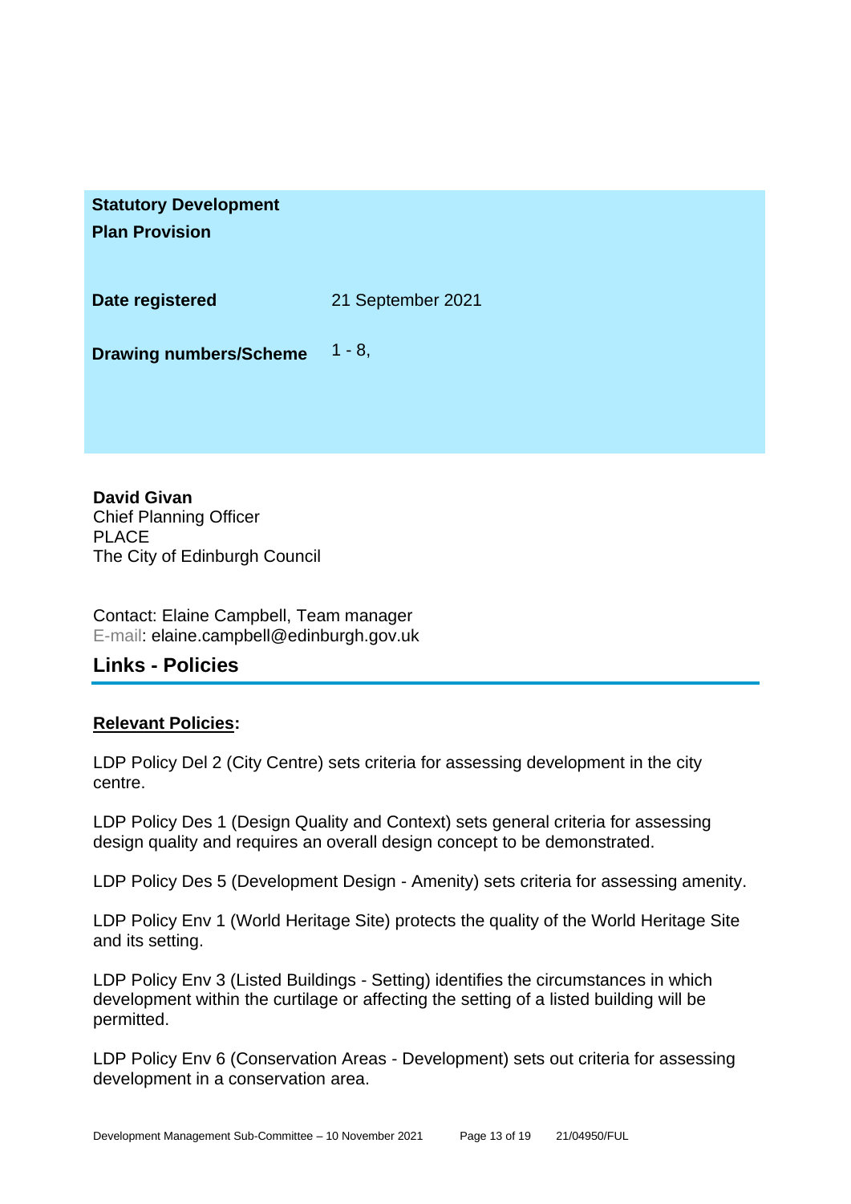| | |
|---|---|
| **Statistical Development Plan Provision** | |
| **Date registered** | 21 September 2021 |
| **Drawing numbers/Scheme** | 1 - 8, |

**David Givan**
Chief Planning Officer
PLACE
The City of Edinburgh Council

Contact: Elaine Campbell, Team manager
E-mail: elaine.campbell@edinburgh.gov.uk

## Links - Policies

**Relevant Policies:**

LDP Policy Del 2 (City Centre) sets criteria for assessing development in the city centre.

LDP Policy Des 1 (Design Quality and Context) sets general criteria for assessing design quality and requires an overall design concept to be demonstrated.

LDP Policy Des 5 (Development Design - Amenity) sets criteria for assessing amenity.

LDP Policy Env 1 (World Heritage Site) protects the quality of the World Heritage Site and its setting.

LDP Policy Env 3 (Listed Buildings - Setting) identifies the circumstances in which development within the curtilage or affecting the setting of a listed building will be permitted.

LDP Policy Env 6 (Conservation Areas - Development) sets out criteria for assessing development in a conservation area.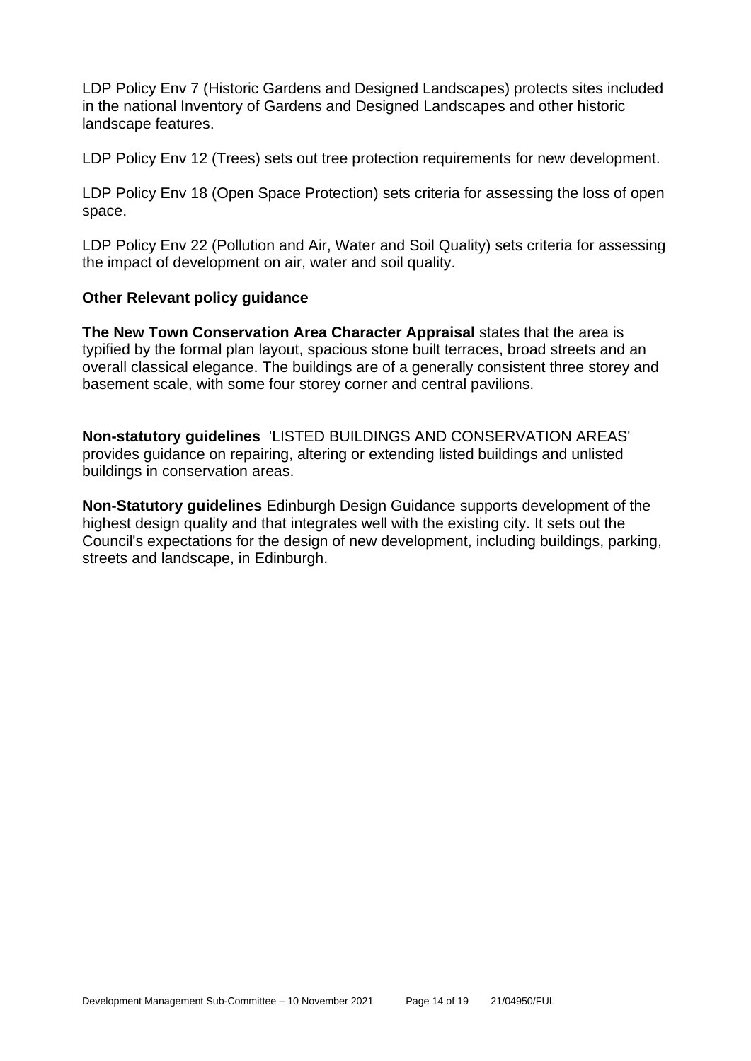LDP Policy Env 7 (Historic Gardens and Designed Landscapes) protects sites included in the national Inventory of Gardens and Designed Landscapes and other historic landscape features.

LDP Policy Env 12 (Trees) sets out tree protection requirements for new development.

LDP Policy Env 18 (Open Space Protection) sets criteria for assessing the loss of open space.

LDP Policy Env 22 (Pollution and Air, Water and Soil Quality) sets criteria for assessing the impact of development on air, water and soil quality.

**Other Relevant policy guidance**

**The New Town Conservation Area Character Appraisal** states that the area is typified by the formal plan layout, spacious stone built terraces, broad streets and an overall classical elegance. The buildings are of a generally consistent three storey and basement scale, with some four storey corner and central pavilions.

**Non-statutory guidelines** 'LISTED BUILDINGS AND CONSERVATION AREAS' provides guidance on repairing, altering or extending listed buildings and unlisted buildings in conservation areas.

**Non-Statutory guidelines** Edinburgh Design Guidance supports development of the highest design quality and that integrates well with the existing city. It sets out the Council's expectations for the design of new development, including buildings, parking, streets and landscape, in Edinburgh.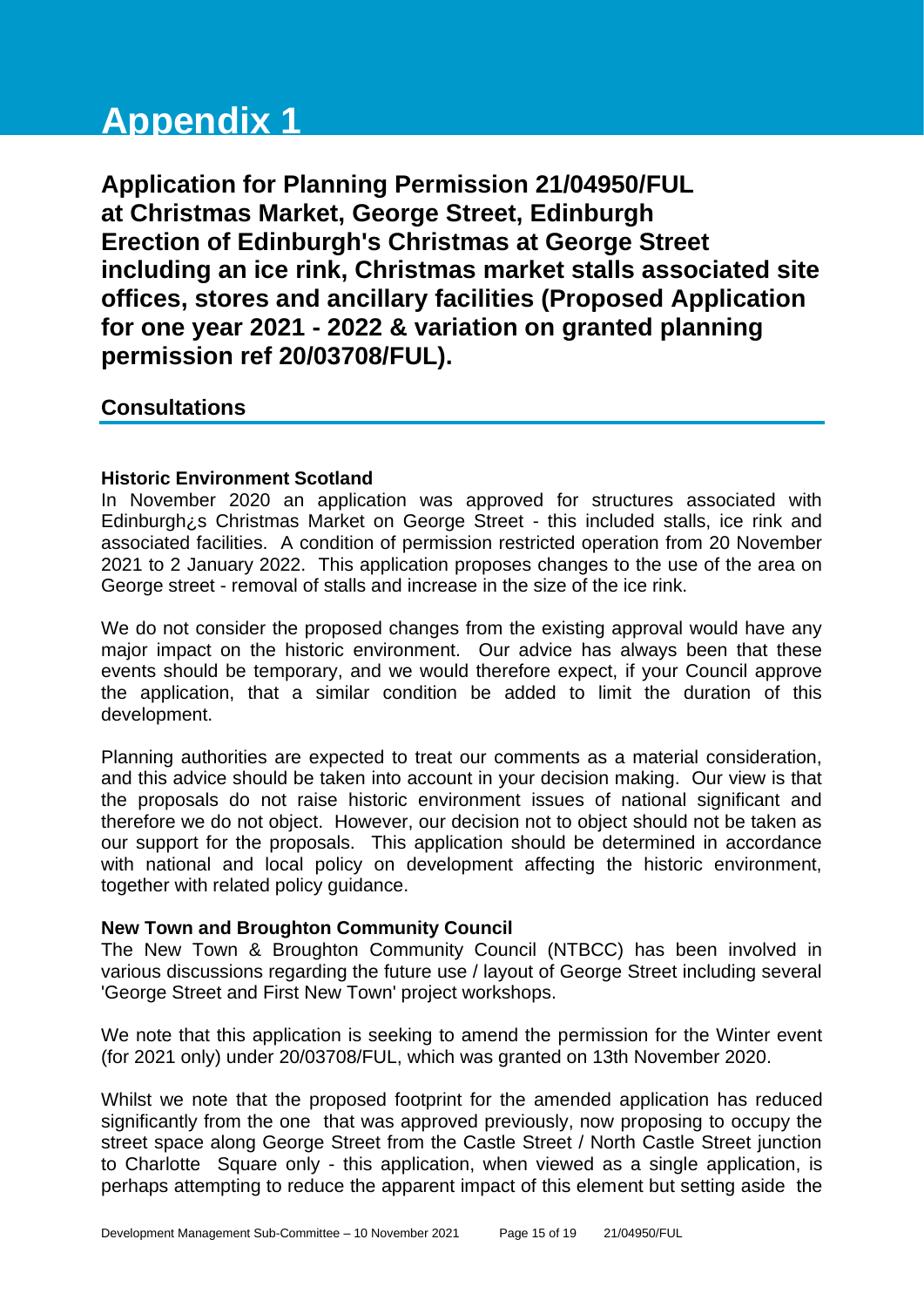# Appendix 1

## Application for Planning Permission 21/04950/FUL at Christmas Market, George Street, Edinburgh Erection of Edinburgh's Christmas at George Street including an ice rink, Christmas market stalls associated site offices, stores and ancillary facilities (Proposed Application for one year 2021 - 2022 & variation on granted planning permission ref 20/03708/FUL).

### Consultations

**Historic Environment Scotland**

In November 2020 an application was approved for structures associated with Edinburgh¿s Christmas Market on George Street - this included stalls, ice rink and associated facilities. A condition of permission restricted operation from 20 November 2021 to 2 January 2022. This application proposes changes to the use of the area on George street - removal of stalls and increase in the size of the ice rink.

We do not consider the proposed changes from the existing approval would have any major impact on the historic environment. Our advice has always been that these events should be temporary, and we would therefore expect, if your Council approve the application, that a similar condition be added to limit the duration of this development.

Planning authorities are expected to treat our comments as a material consideration, and this advice should be taken into account in your decision making. Our view is that the proposals do not raise historic environment issues of national significant and therefore we do not object. However, our decision not to object should not be taken as our support for the proposals. This application should be determined in accordance with national and local policy on development affecting the historic environment, together with related policy guidance.

**New Town and Broughton Community Council**

The New Town & Broughton Community Council (NTBCC) has been involved in various discussions regarding the future use / layout of George Street including several 'George Street and First New Town' project workshops.

We note that this application is seeking to amend the permission for the Winter event (for 2021 only) under 20/03708/FUL, which was granted on 13th November 2020.

Whilst we note that the proposed footprint for the amended application has reduced significantly from the one that was approved previously, now proposing to occupy the street space along George Street from the Castle Street / North Castle Street junction to Charlotte Square only - this application, when viewed as a single application, is perhaps attempting to reduce the apparent impact of this element but setting aside the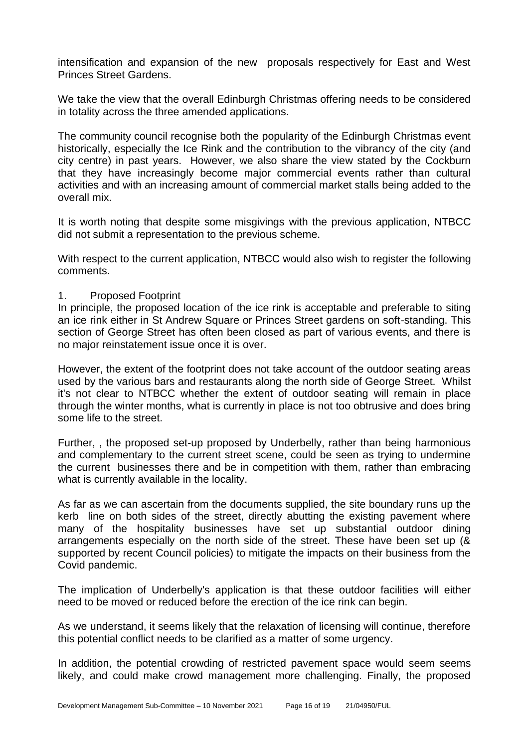intensification and expansion of the new proposals respectively for East and West Princes Street Gardens.

We take the view that the overall Edinburgh Christmas offering needs to be considered in totality across the three amended applications.

The community council recognise both the popularity of the Edinburgh Christmas event historically, especially the Ice Rink and the contribution to the vibrancy of the city (and city centre) in past years. However, we also share the view stated by the Cockburn that they have increasingly become major commercial events rather than cultural activities and with an increasing amount of commercial market stalls being added to the overall mix.

It is worth noting that despite some misgivings with the previous application, NTBCC did not submit a representation to the previous scheme.

With respect to the current application, NTBCC would also wish to register the following comments.

1. Proposed Footprint

In principle, the proposed location of the ice rink is acceptable and preferable to siting an ice rink either in St Andrew Square or Princes Street gardens on soft-standing. This section of George Street has often been closed as part of various events, and there is no major reinstatement issue once it is over.

However, the extent of the footprint does not take account of the outdoor seating areas used by the various bars and restaurants along the north side of George Street. Whilst it's not clear to NTBCC whether the extent of outdoor seating will remain in place through the winter months, what is currently in place is not too obtrusive and does bring some life to the street.

Further, , the proposed set-up proposed by Underbelly, rather than being harmonious and complementary to the current street scene, could be seen as trying to undermine the current businesses there and be in competition with them, rather than embracing what is currently available in the locality.

As far as we can ascertain from the documents supplied, the site boundary runs up the kerb line on both sides of the street, directly abutting the existing pavement where many of the hospitality businesses have set up substantial outdoor dining arrangements especially on the north side of the street. These have been set up (& supported by recent Council policies) to mitigate the impacts on their business from the Covid pandemic.

The implication of Underbelly's application is that these outdoor facilities will either need to be moved or reduced before the erection of the ice rink can begin.

As we understand, it seems likely that the relaxation of licensing will continue, therefore this potential conflict needs to be clarified as a matter of some urgency.

In addition, the potential crowding of restricted pavement space would seem seems likely, and could make crowd management more challenging. Finally, the proposed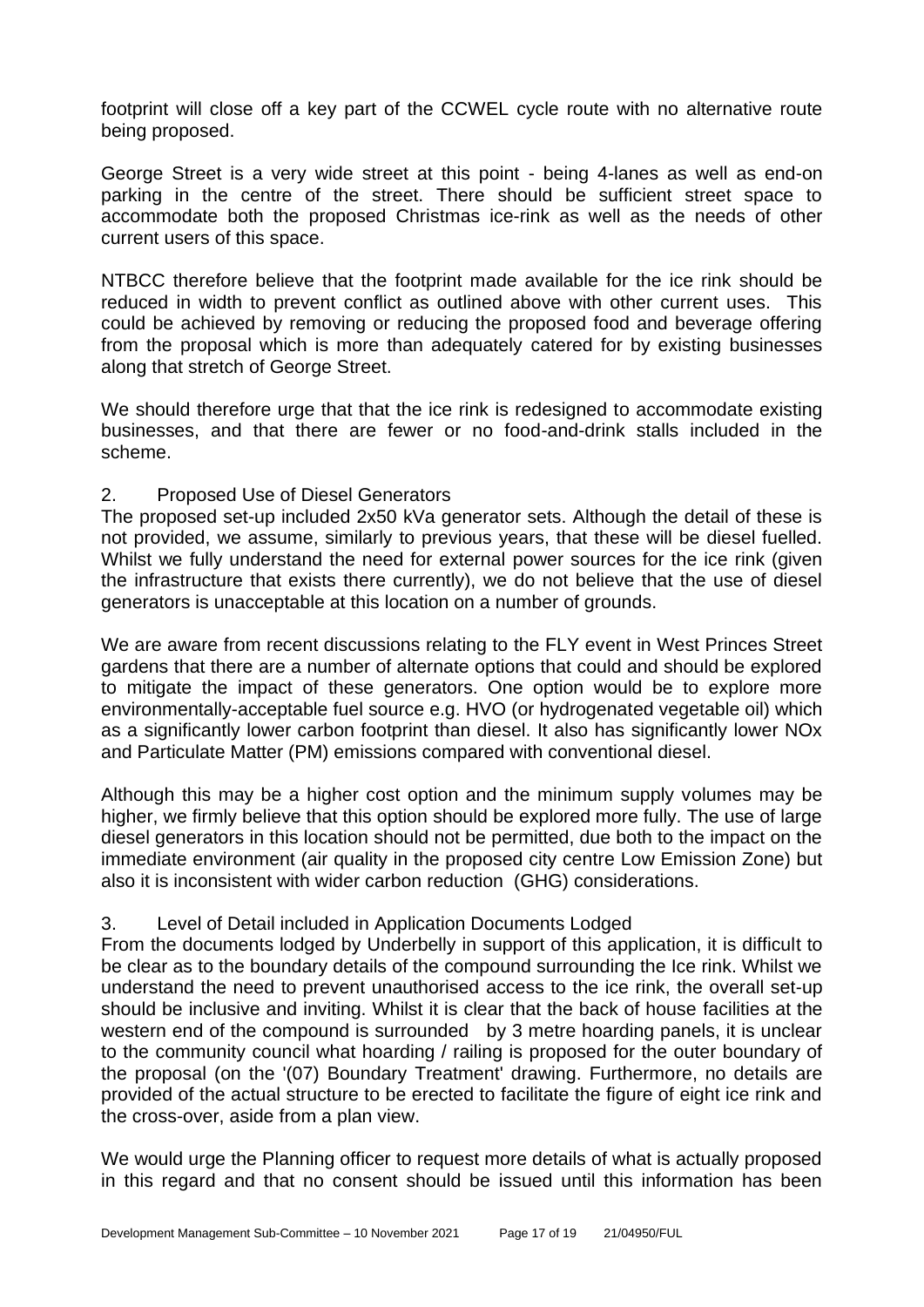footprint will close off a key part of the CCWEL cycle route with no alternative route being proposed.

George Street is a very wide street at this point - being 4-lanes as well as end-on parking in the centre of the street. There should be sufficient street space to accommodate both the proposed Christmas ice-rink as well as the needs of other current users of this space.

NTBCC therefore believe that the footprint made available for the ice rink should be reduced in width to prevent conflict as outlined above with other current uses. This could be achieved by removing or reducing the proposed food and beverage offering from the proposal which is more than adequately catered for by existing businesses along that stretch of George Street.

We should therefore urge that that the ice rink is redesigned to accommodate existing businesses, and that there are fewer or no food-and-drink stalls included in the scheme.

2. Proposed Use of Diesel Generators

The proposed set-up included 2x50 kVa generator sets. Although the detail of these is not provided, we assume, similarly to previous years, that these will be diesel fuelled. Whilst we fully understand the need for external power sources for the ice rink (given the infrastructure that exists there currently), we do not believe that the use of diesel generators is unacceptable at this location on a number of grounds.

We are aware from recent discussions relating to the FLY event in West Princes Street gardens that there are a number of alternate options that could and should be explored to mitigate the impact of these generators. One option would be to explore more environmentally-acceptable fuel source e.g. HVO (or hydrogenated vegetable oil) which as a significantly lower carbon footprint than diesel. It also has significantly lower NOx and Particulate Matter (PM) emissions compared with conventional diesel.

Although this may be a higher cost option and the minimum supply volumes may be higher, we firmly believe that this option should be explored more fully. The use of large diesel generators in this location should not be permitted, due both to the impact on the immediate environment (air quality in the proposed city centre Low Emission Zone) but also it is inconsistent with wider carbon reduction (GHG) considerations.

3. Level of Detail included in Application Documents Lodged

From the documents lodged by Underbelly in support of this application, it is difficult to be clear as to the boundary details of the compound surrounding the Ice rink. Whilst we understand the need to prevent unauthorised access to the ice rink, the overall set-up should be inclusive and inviting. Whilst it is clear that the back of house facilities at the western end of the compound is surrounded by 3 metre hoarding panels, it is unclear to the community council what hoarding / railing is proposed for the outer boundary of the proposal (on the '(07) Boundary Treatment' drawing. Furthermore, no details are provided of the actual structure to be erected to facilitate the figure of eight ice rink and the cross-over, aside from a plan view.

We would urge the Planning officer to request more details of what is actually proposed in this regard and that no consent should be issued until this information has been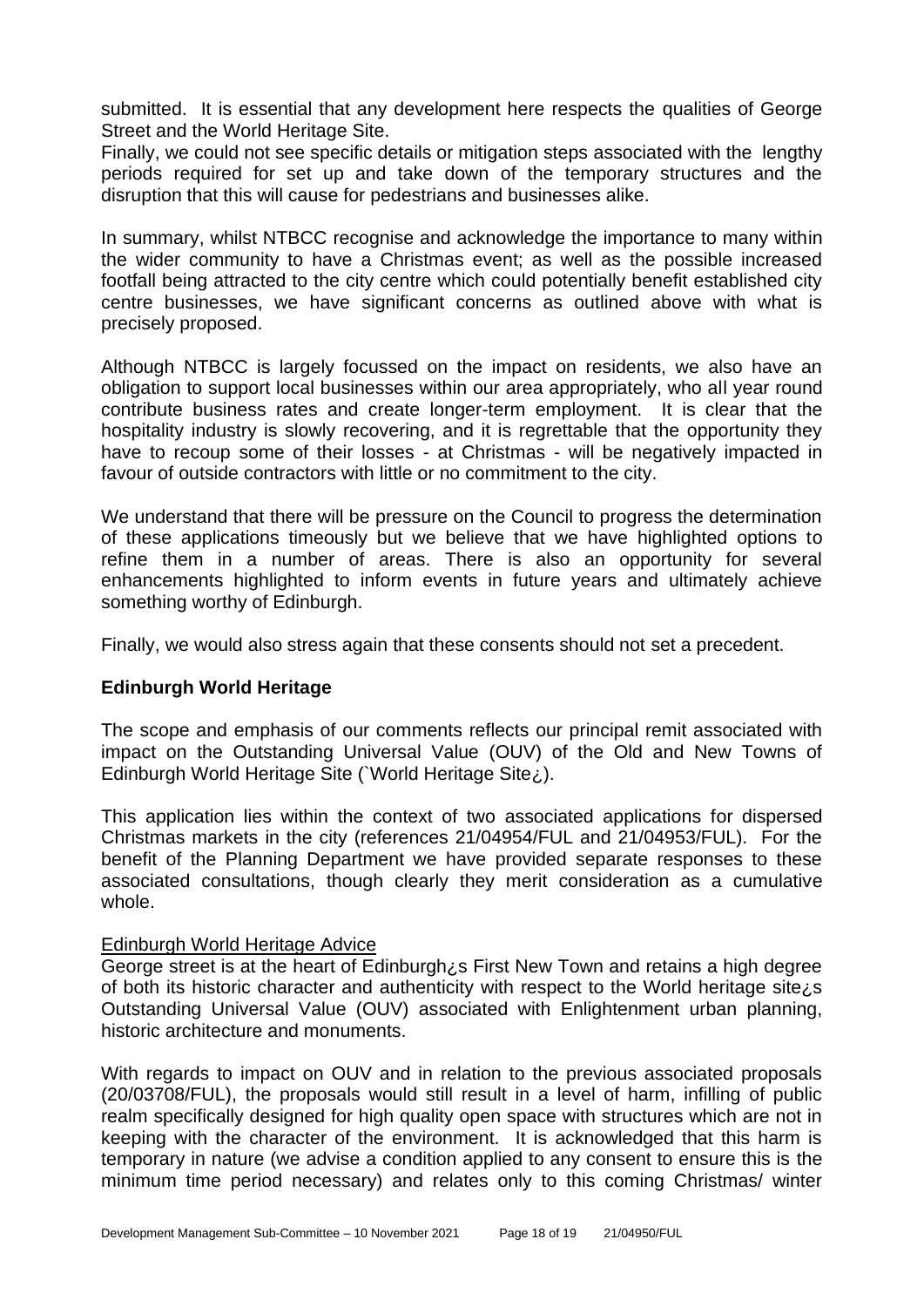submitted. It is essential that any development here respects the qualities of George Street and the World Heritage Site.

Finally, we could not see specific details or mitigation steps associated with the lengthy periods required for set up and take down of the temporary structures and the disruption that this will cause for pedestrians and businesses alike.

In summary, whilst NTBCC recognise and acknowledge the importance to many within the wider community to have a Christmas event; as well as the possible increased footfall being attracted to the city centre which could potentially benefit established city centre businesses, we have significant concerns as outlined above with what is precisely proposed.

Although NTBCC is largely focussed on the impact on residents, we also have an obligation to support local businesses within our area appropriately, who all year round contribute business rates and create longer-term employment. It is clear that the hospitality industry is slowly recovering, and it is regrettable that the opportunity they have to recoup some of their losses - at Christmas - will be negatively impacted in favour of outside contractors with little or no commitment to the city.

We understand that there will be pressure on the Council to progress the determination of these applications timeously but we believe that we have highlighted options to refine them in a number of areas. There is also an opportunity for several enhancements highlighted to inform events in future years and ultimately achieve something worthy of Edinburgh.

Finally, we would also stress again that these consents should not set a precedent.

**Edinburgh World Heritage**

The scope and emphasis of our comments reflects our principal remit associated with impact on the Outstanding Universal Value (OUV) of the Old and New Towns of Edinburgh World Heritage Site (`World Heritage Site¿).

This application lies within the context of two associated applications for dispersed Christmas markets in the city (references 21/04954/FUL and 21/04953/FUL). For the benefit of the Planning Department we have provided separate responses to these associated consultations, though clearly they merit consideration as a cumulative whole.

Edinburgh World Heritage Advice

George street is at the heart of Edinburgh¿s First New Town and retains a high degree of both its historic character and authenticity with respect to the World heritage site¿s Outstanding Universal Value (OUV) associated with Enlightenment urban planning, historic architecture and monuments.

With regards to impact on OUV and in relation to the previous associated proposals (20/03708/FUL), the proposals would still result in a level of harm, infilling of public realm specifically designed for high quality open space with structures which are not in keeping with the character of the environment. It is acknowledged that this harm is temporary in nature (we advise a condition applied to any consent to ensure this is the minimum time period necessary) and relates only to this coming Christmas/ winter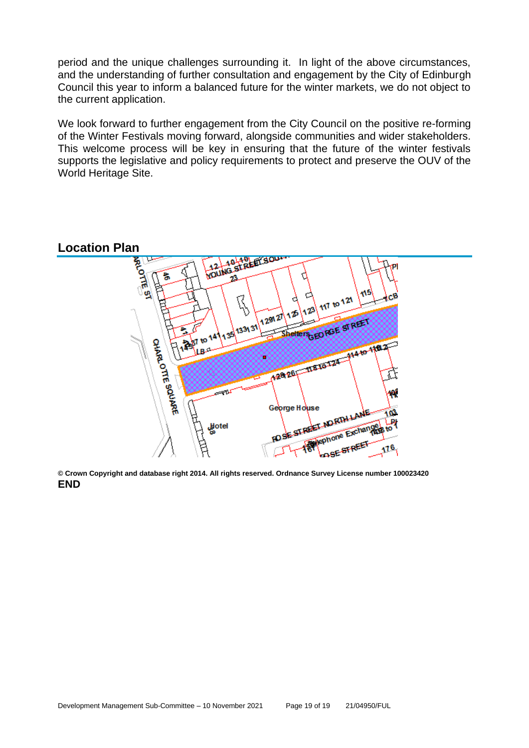period and the unique challenges surrounding it. In light of the above circumstances, and the understanding of further consultation and engagement by the City of Edinburgh Council this year to inform a balanced future for the winter markets, we do not object to the current application.

We look forward to further engagement from the City Council on the positive re-forming of the Winter Festivals moving forward, alongside communities and wider stakeholders. This welcome process will be key in ensuring that the future of the winter festivals supports the legislative and policy requirements to protect and preserve the OUV of the World Heritage Site.

## Location Plan

**© Crown Copyright and database right 2014. All rights reserved. Ordnance Survey License number 100023420**

**END**